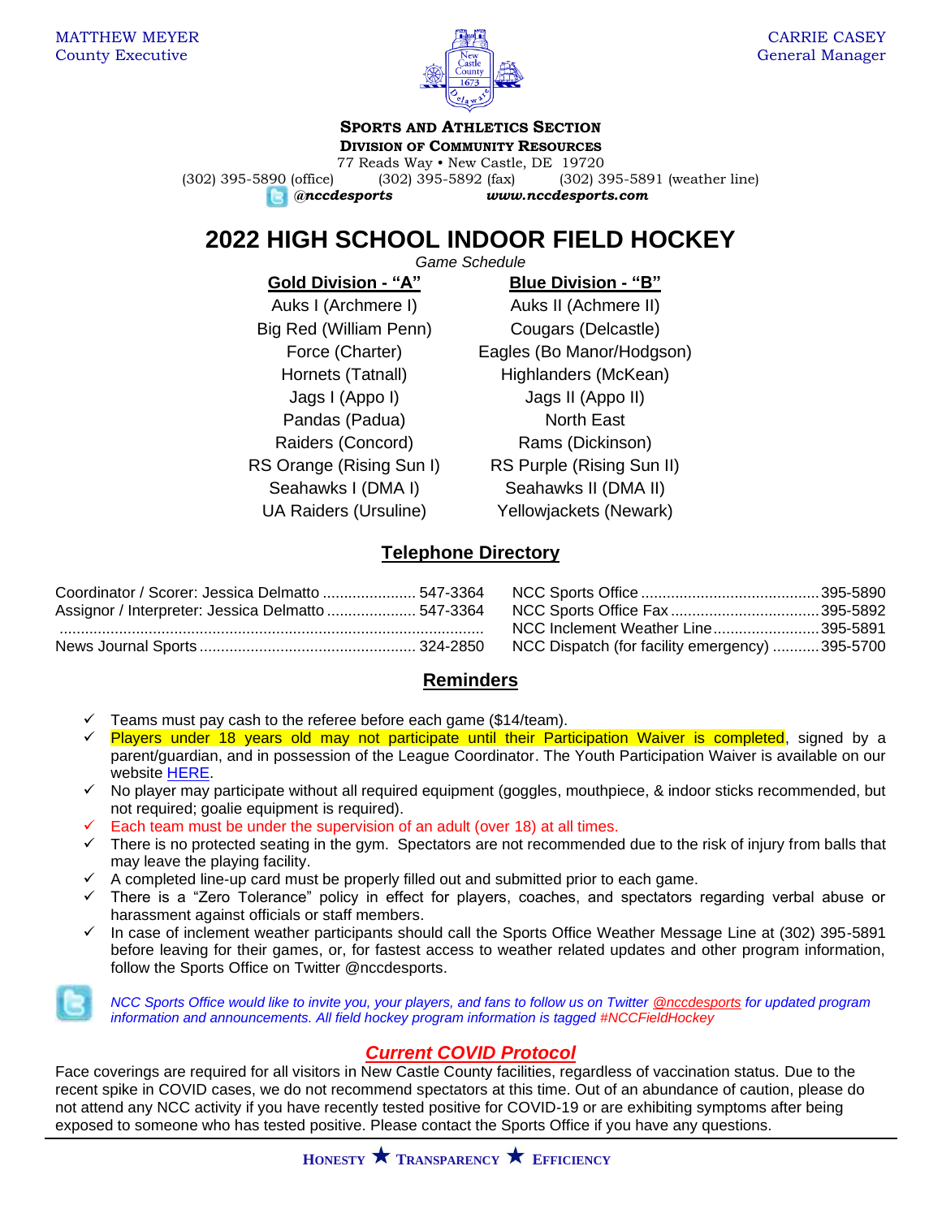MATTHEW MEYER
County Executive

CARRIE CASEY
General Manager

**SPORTS AND ATHLETICS SECTION**
**DIVISION OF COMMUNITY RESOURCES**
77 Reads Way • New Castle, DE 19720
(302) 395-5890 (office) (302) 395-5892 (fax) (302) 395-5891 (weather line)
*@nccdesports* *www.nccdesports.com*

# 2022 HIGH SCHOOL INDOOR FIELD HOCKEY

*Game Schedule*

| Gold Division - "A" | Blue Division - "B" |
|---|---|
| Auks I (Archmere I) | Auks II (Achmere II) |
| Big Red (William Penn) | Cougars (Delcastle) |
| Force (Charter) | Eagles (Bo Manor/Hodgson) |
| Hornets (Tatnall) | Highlanders (McKean) |
| Jags I (Appo I) | Jags II (Appo II) |
| Pandas (Padua) | North East |
| Raiders (Concord) | Rams (Dickinson) |
| RS Orange (Rising Sun I) | RS Purple (Rising Sun II) |
| Seahawks I (DMA I) | Seahawks II (DMA II) |
| UA Raiders (Ursuline) | Yellowjackets (Newark) |

## Telephone Directory

| | | | |
|---|---|---|---|
| Coordinator / Scorer: Jessica Delmatto | 547-3364 | NCC Sports Office | 395-5890 |
| Assignor / Interpreter: Jessica Delmatto | 547-3364 | NCC Sports Office Fax | 395-5892 |
| | | NCC Inclement Weather Line | 395-5891 |
| News Journal Sports | 324-2850 | NCC Dispatch (for facility emergency) | 395-5700 |

## Reminders

- ✓ Teams must pay cash to the referee before each game ($14/team).
- ✓ Players under 18 years old may not participate until their Participation Waiver is completed, signed by a parent/guardian, and in possession of the League Coordinator. The Youth Participation Waiver is available on our website HERE.
- ✓ No player may participate without all required equipment (goggles, mouthpiece, & indoor sticks recommended, but not required; goalie equipment is required).
- ✓ Each team must be under the supervision of an adult (over 18) at all times.
- ✓ There is no protected seating in the gym. Spectators are not recommended due to the risk of injury from balls that may leave the playing facility.
- ✓ A completed line-up card must be properly filled out and submitted prior to each game.
- ✓ There is a "Zero Tolerance" policy in effect for players, coaches, and spectators regarding verbal abuse or harassment against officials or staff members.
- ✓ In case of inclement weather participants should call the Sports Office Weather Message Line at (302) 395-5891 before leaving for their games, or, for fastest access to weather related updates and other program information, follow the Sports Office on Twitter @nccdesports.

*NCC Sports Office would like to invite you, your players, and fans to follow us on Twitter @nccdesports for updated program information and announcements. All field hockey program information is tagged #NCCFieldHockey*

## *Current COVID Protocol*

Face coverings are required for all visitors in New Castle County facilities, regardless of vaccination status. Due to the recent spike in COVID cases, we do not recommend spectators at this time. Out of an abundance of caution, please do not attend any NCC activity if you have recently tested positive for COVID-19 or are exhibiting symptoms after being exposed to someone who has tested positive. Please contact the Sports Office if you have any questions.

**HONESTY ★ TRANSPARENCY ★ EFFICIENCY**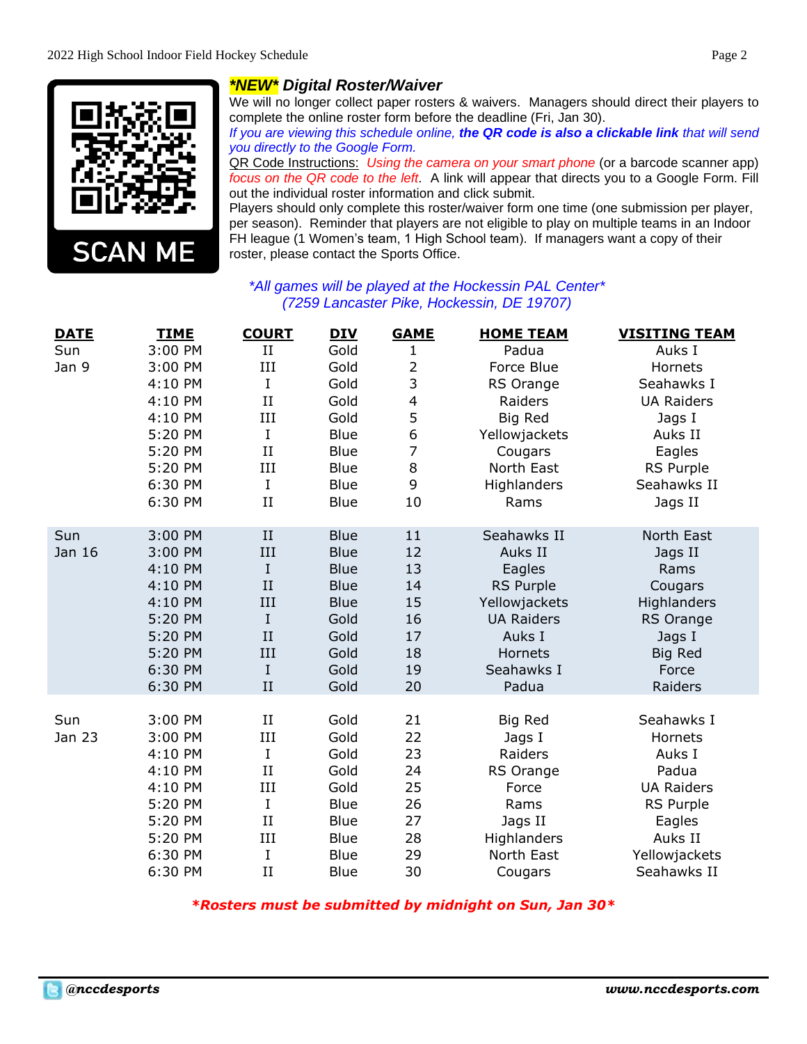## *NEW* Digital Roster/Waiver

SCAN ME

We will no longer collect paper rosters & waivers. Managers should direct their players to complete the online roster form before the deadline (Fri, Jan 30).

*If you are viewing this schedule online, **the QR code is also a clickable link** that will send you directly to the Google Form.*

QR Code Instructions: *Using the camera on your smart phone* (or a barcode scanner app) *focus on the QR code to the left*. A link will appear that directs you to a Google Form. Fill out the individual roster information and click submit.

Players should only complete this roster/waiver form one time (one submission per player, per season). Reminder that players are not eligible to play on multiple teams in an Indoor FH league (1 Women's team, 1 High School team). If managers want a copy of their roster, please contact the Sports Office.

*\*All games will be played at the Hockessin PAL Center\**
*(7259 Lancaster Pike, Hockessin, DE 19707)*

| DATE | TIME | COURT | DIV | GAME | HOME TEAM | VISITING TEAM |
|---|---|---|---|---|---|---|
| Sun Jan 9 | 3:00 PM | II | Gold | 1 | Padua | Auks I |
| | 3:00 PM | III | Gold | 2 | Force Blue | Hornets |
| | 4:10 PM | I | Gold | 3 | RS Orange | Seahawks I |
| | 4:10 PM | II | Gold | 4 | Raiders | UA Raiders |
| | 4:10 PM | III | Gold | 5 | Big Red | Jags I |
| | 5:20 PM | I | Blue | 6 | Yellowjackets | Auks II |
| | 5:20 PM | II | Blue | 7 | Cougars | Eagles |
| | 5:20 PM | III | Blue | 8 | North East | RS Purple |
| | 6:30 PM | I | Blue | 9 | Highlanders | Seahawks II |
| | 6:30 PM | II | Blue | 10 | Rams | Jags II |
| Sun Jan 16 | 3:00 PM | II | Blue | 11 | Seahawks II | North East |
| | 3:00 PM | III | Blue | 12 | Auks II | Jags II |
| | 4:10 PM | I | Blue | 13 | Eagles | Rams |
| | 4:10 PM | II | Blue | 14 | RS Purple | Cougars |
| | 4:10 PM | III | Blue | 15 | Yellowjackets | Highlanders |
| | 5:20 PM | I | Gold | 16 | UA Raiders | RS Orange |
| | 5:20 PM | II | Gold | 17 | Auks I | Jags I |
| | 5:20 PM | III | Gold | 18 | Hornets | Big Red |
| | 6:30 PM | I | Gold | 19 | Seahawks I | Force |
| | 6:30 PM | II | Gold | 20 | Padua | Raiders |
| Sun Jan 23 | 3:00 PM | II | Gold | 21 | Big Red | Seahawks I |
| | 3:00 PM | III | Gold | 22 | Jags I | Hornets |
| | 4:10 PM | I | Gold | 23 | Raiders | Auks I |
| | 4:10 PM | II | Gold | 24 | RS Orange | Padua |
| | 4:10 PM | III | Gold | 25 | Force | UA Raiders |
| | 5:20 PM | I | Blue | 26 | Rams | RS Purple |
| | 5:20 PM | II | Blue | 27 | Jags II | Eagles |
| | 5:20 PM | III | Blue | 28 | Highlanders | Auks II |
| | 6:30 PM | I | Blue | 29 | North East | Yellowjackets |
| | 6:30 PM | II | Blue | 30 | Cougars | Seahawks II |

***Rosters must be submitted by midnight on Sun, Jan 30***

@nccdesports | www.nccdesports.com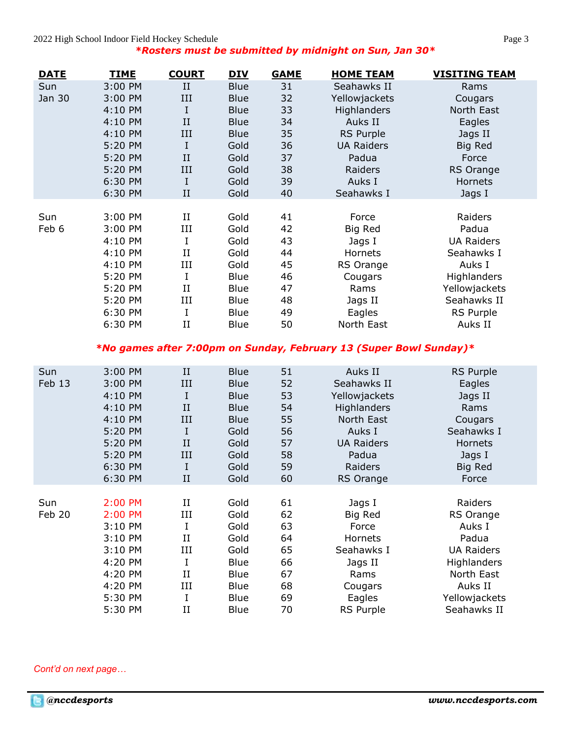*Rosters must be submitted by midnight on Sun, Jan 30*

| DATE | TIME | COURT | DIV | GAME | HOME TEAM | VISITING TEAM |
|---|---|---|---|---|---|---|
| Sun Jan 30 | 3:00 PM | II | Blue | 31 | Seahawks II | Rams |
| | 3:00 PM | III | Blue | 32 | Yellowjackets | Cougars |
| | 4:10 PM | I | Blue | 33 | Highlanders | North East |
| | 4:10 PM | II | Blue | 34 | Auks II | Eagles |
| | 4:10 PM | III | Blue | 35 | RS Purple | Jags II |
| | 5:20 PM | I | Gold | 36 | UA Raiders | Big Red |
| | 5:20 PM | II | Gold | 37 | Padua | Force |
| | 5:20 PM | III | Gold | 38 | Raiders | RS Orange |
| | 6:30 PM | I | Gold | 39 | Auks I | Hornets |
| | 6:30 PM | II | Gold | 40 | Seahawks I | Jags I |
| Sun Feb 6 | 3:00 PM | II | Gold | 41 | Force | Raiders |
| | 3:00 PM | III | Gold | 42 | Big Red | Padua |
| | 4:10 PM | I | Gold | 43 | Jags I | UA Raiders |
| | 4:10 PM | II | Gold | 44 | Hornets | Seahawks I |
| | 4:10 PM | III | Gold | 45 | RS Orange | Auks I |
| | 5:20 PM | I | Blue | 46 | Cougars | Highlanders |
| | 5:20 PM | II | Blue | 47 | Rams | Yellowjackets |
| | 5:20 PM | III | Blue | 48 | Jags II | Seahawks II |
| | 6:30 PM | I | Blue | 49 | Eagles | RS Purple |
| | 6:30 PM | II | Blue | 50 | North East | Auks II |

*No games after 7:00pm on Sunday, February 13 (Super Bowl Sunday)*

| DATE | TIME | COURT | DIV | GAME | HOME TEAM | VISITING TEAM |
|---|---|---|---|---|---|---|
| Sun Feb 13 | 3:00 PM | II | Blue | 51 | Auks II | RS Purple |
| | 3:00 PM | III | Blue | 52 | Seahawks II | Eagles |
| | 4:10 PM | I | Blue | 53 | Yellowjackets | Jags II |
| | 4:10 PM | II | Blue | 54 | Highlanders | Rams |
| | 4:10 PM | III | Blue | 55 | North East | Cougars |
| | 5:20 PM | I | Gold | 56 | Auks I | Seahawks I |
| | 5:20 PM | II | Gold | 57 | UA Raiders | Hornets |
| | 5:20 PM | III | Gold | 58 | Padua | Jags I |
| | 6:30 PM | I | Gold | 59 | Raiders | Big Red |
| | 6:30 PM | II | Gold | 60 | RS Orange | Force |
| Sun Feb 20 | 2:00 PM | II | Gold | 61 | Jags I | Raiders |
| | 2:00 PM | III | Gold | 62 | Big Red | RS Orange |
| | 3:10 PM | I | Gold | 63 | Force | Auks I |
| | 3:10 PM | II | Gold | 64 | Hornets | Padua |
| | 3:10 PM | III | Gold | 65 | Seahawks I | UA Raiders |
| | 4:20 PM | I | Blue | 66 | Jags II | Highlanders |
| | 4:20 PM | II | Blue | 67 | Rams | North East |
| | 4:20 PM | III | Blue | 68 | Cougars | Auks II |
| | 5:30 PM | I | Blue | 69 | Eagles | Yellowjackets |
| | 5:30 PM | II | Blue | 70 | RS Purple | Seahawks II |

*Cont'd on next page…*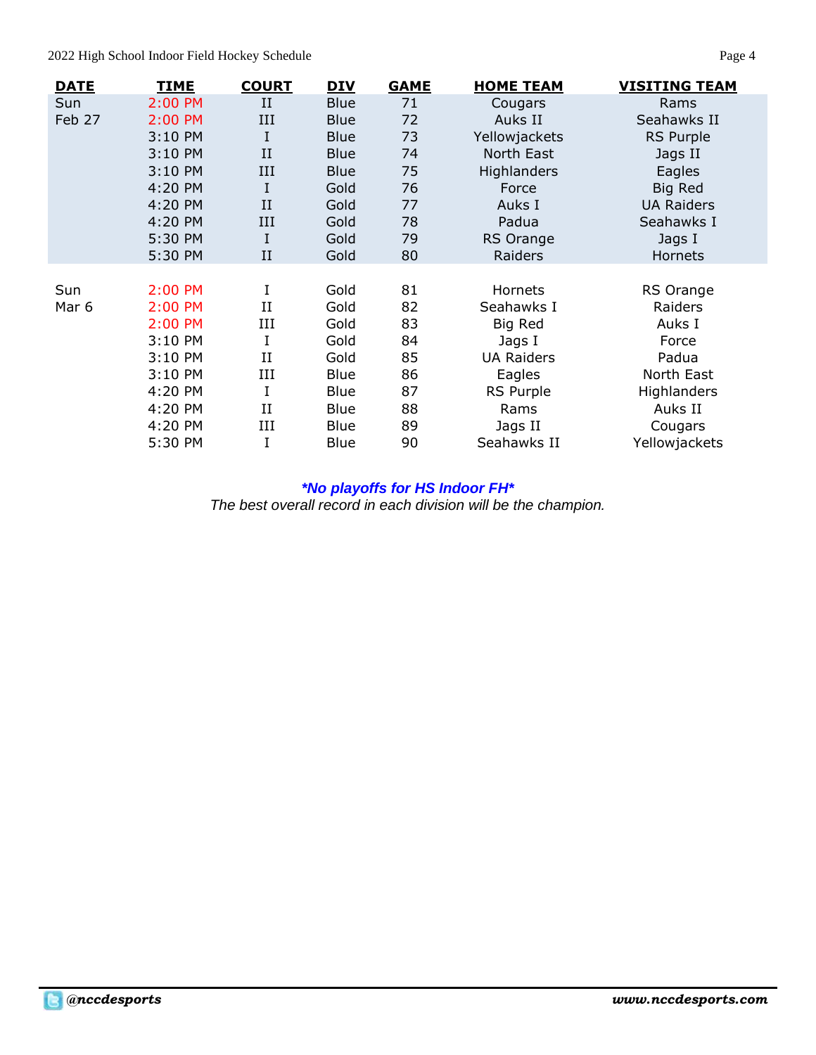| DATE | TIME | COURT | DIV | GAME | HOME TEAM | VISITING TEAM |
|---|---|---|---|---|---|---|
| Sun | 2:00 PM | II | Blue | 71 | Cougars | Rams |
| Feb 27 | 2:00 PM | III | Blue | 72 | Auks II | Seahawks II |
| | 3:10 PM | I | Blue | 73 | Yellowjackets | RS Purple |
| | 3:10 PM | II | Blue | 74 | North East | Jags II |
| | 3:10 PM | III | Blue | 75 | Highlanders | Eagles |
| | 4:20 PM | I | Gold | 76 | Force | Big Red |
| | 4:20 PM | II | Gold | 77 | Auks I | UA Raiders |
| | 4:20 PM | III | Gold | 78 | Padua | Seahawks I |
| | 5:30 PM | I | Gold | 79 | RS Orange | Jags I |
| | 5:30 PM | II | Gold | 80 | Raiders | Hornets |
| | | | | | | |
| Sun | 2:00 PM | I | Gold | 81 | Hornets | RS Orange |
| Mar 6 | 2:00 PM | II | Gold | 82 | Seahawks I | Raiders |
| | 2:00 PM | III | Gold | 83 | Big Red | Auks I |
| | 3:10 PM | I | Gold | 84 | Jags I | Force |
| | 3:10 PM | II | Gold | 85 | UA Raiders | Padua |
| | 3:10 PM | III | Blue | 86 | Eagles | North East |
| | 4:20 PM | I | Blue | 87 | RS Purple | Highlanders |
| | 4:20 PM | II | Blue | 88 | Rams | Auks II |
| | 4:20 PM | III | Blue | 89 | Jags II | Cougars |
| | 5:30 PM | I | Blue | 90 | Seahawks II | Yellowjackets |

***No playoffs for HS Indoor FH***

*The best overall record in each division will be the champion.*